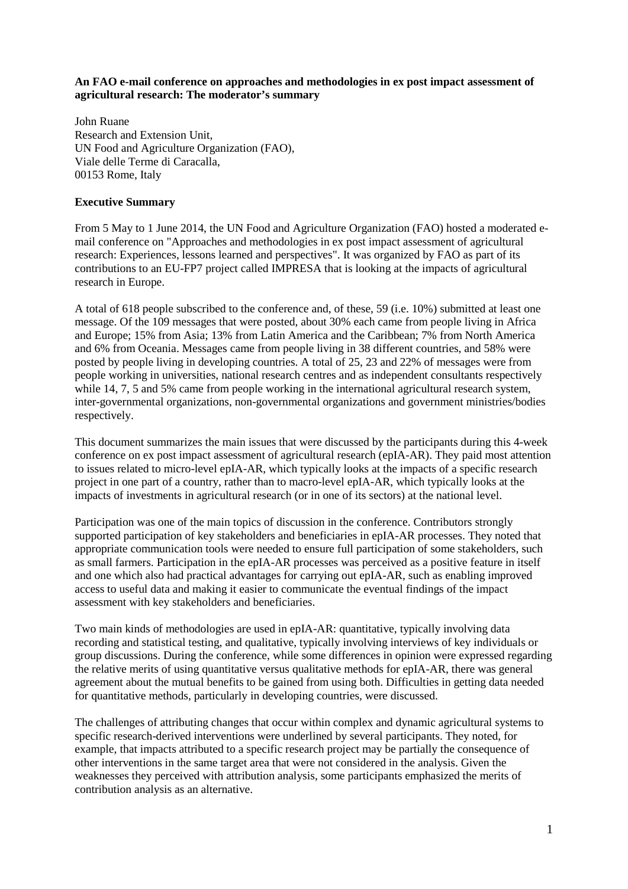**An FAO e-mail conference on approaches and methodologies in ex post impact assessment of agricultural research: The moderator's summary**

John Ruane
Research and Extension Unit,
UN Food and Agriculture Organization (FAO),
Viale delle Terme di Caracalla,
00153 Rome, Italy

## Executive Summary

From 5 May to 1 June 2014, the UN Food and Agriculture Organization (FAO) hosted a moderated e-mail conference on "Approaches and methodologies in ex post impact assessment of agricultural research: Experiences, lessons learned and perspectives". It was organized by FAO as part of its contributions to an EU-FP7 project called IMPRESA that is looking at the impacts of agricultural research in Europe.

A total of 618 people subscribed to the conference and, of these, 59 (i.e. 10%) submitted at least one message. Of the 109 messages that were posted, about 30% each came from people living in Africa and Europe; 15% from Asia; 13% from Latin America and the Caribbean; 7% from North America and 6% from Oceania. Messages came from people living in 38 different countries, and 58% were posted by people living in developing countries. A total of 25, 23 and 22% of messages were from people working in universities, national research centres and as independent consultants respectively while 14, 7, 5 and 5% came from people working in the international agricultural research system, inter-governmental organizations, non-governmental organizations and government ministries/bodies respectively.

This document summarizes the main issues that were discussed by the participants during this 4-week conference on ex post impact assessment of agricultural research (epIA-AR). They paid most attention to issues related to micro-level epIA-AR, which typically looks at the impacts of a specific research project in one part of a country, rather than to macro-level epIA-AR, which typically looks at the impacts of investments in agricultural research (or in one of its sectors) at the national level.

Participation was one of the main topics of discussion in the conference. Contributors strongly supported participation of key stakeholders and beneficiaries in epIA-AR processes. They noted that appropriate communication tools were needed to ensure full participation of some stakeholders, such as small farmers. Participation in the epIA-AR processes was perceived as a positive feature in itself and one which also had practical advantages for carrying out epIA-AR, such as enabling improved access to useful data and making it easier to communicate the eventual findings of the impact assessment with key stakeholders and beneficiaries.

Two main kinds of methodologies are used in epIA-AR: quantitative, typically involving data recording and statistical testing, and qualitative, typically involving interviews of key individuals or group discussions. During the conference, while some differences in opinion were expressed regarding the relative merits of using quantitative versus qualitative methods for epIA-AR, there was general agreement about the mutual benefits to be gained from using both. Difficulties in getting data needed for quantitative methods, particularly in developing countries, were discussed.

The challenges of attributing changes that occur within complex and dynamic agricultural systems to specific research-derived interventions were underlined by several participants. They noted, for example, that impacts attributed to a specific research project may be partially the consequence of other interventions in the same target area that were not considered in the analysis. Given the weaknesses they perceived with attribution analysis, some participants emphasized the merits of contribution analysis as an alternative.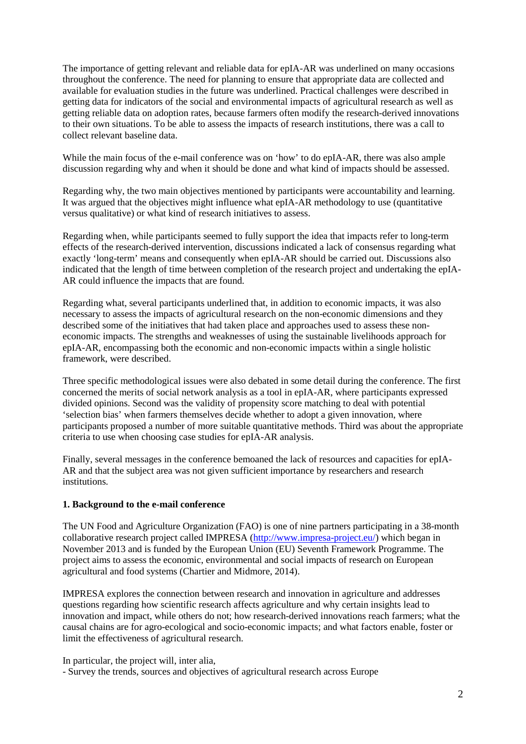The importance of getting relevant and reliable data for epIA-AR was underlined on many occasions throughout the conference. The need for planning to ensure that appropriate data are collected and available for evaluation studies in the future was underlined. Practical challenges were described in getting data for indicators of the social and environmental impacts of agricultural research as well as getting reliable data on adoption rates, because farmers often modify the research-derived innovations to their own situations. To be able to assess the impacts of research institutions, there was a call to collect relevant baseline data.

While the main focus of the e-mail conference was on 'how' to do epIA-AR, there was also ample discussion regarding why and when it should be done and what kind of impacts should be assessed.

Regarding why, the two main objectives mentioned by participants were accountability and learning. It was argued that the objectives might influence what epIA-AR methodology to use (quantitative versus qualitative) or what kind of research initiatives to assess.

Regarding when, while participants seemed to fully support the idea that impacts refer to long-term effects of the research-derived intervention, discussions indicated a lack of consensus regarding what exactly 'long-term' means and consequently when epIA-AR should be carried out. Discussions also indicated that the length of time between completion of the research project and undertaking the epIA-AR could influence the impacts that are found.

Regarding what, several participants underlined that, in addition to economic impacts, it was also necessary to assess the impacts of agricultural research on the non-economic dimensions and they described some of the initiatives that had taken place and approaches used to assess these non-economic impacts. The strengths and weaknesses of using the sustainable livelihoods approach for epIA-AR, encompassing both the economic and non-economic impacts within a single holistic framework, were described.

Three specific methodological issues were also debated in some detail during the conference. The first concerned the merits of social network analysis as a tool in epIA-AR, where participants expressed divided opinions. Second was the validity of propensity score matching to deal with potential 'selection bias' when farmers themselves decide whether to adopt a given innovation, where participants proposed a number of more suitable quantitative methods. Third was about the appropriate criteria to use when choosing case studies for epIA-AR analysis.

Finally, several messages in the conference bemoaned the lack of resources and capacities for epIA-AR and that the subject area was not given sufficient importance by researchers and research institutions.

## 1. Background to the e-mail conference

The UN Food and Agriculture Organization (FAO) is one of nine partners participating in a 38-month collaborative research project called IMPRESA (http://www.impresa-project.eu/) which began in November 2013 and is funded by the European Union (EU) Seventh Framework Programme. The project aims to assess the economic, environmental and social impacts of research on European agricultural and food systems (Chartier and Midmore, 2014).

IMPRESA explores the connection between research and innovation in agriculture and addresses questions regarding how scientific research affects agriculture and why certain insights lead to innovation and impact, while others do not; how research-derived innovations reach farmers; what the causal chains are for agro-ecological and socio-economic impacts; and what factors enable, foster or limit the effectiveness of agricultural research.

In particular, the project will, inter alia,

- Survey the trends, sources and objectives of agricultural research across Europe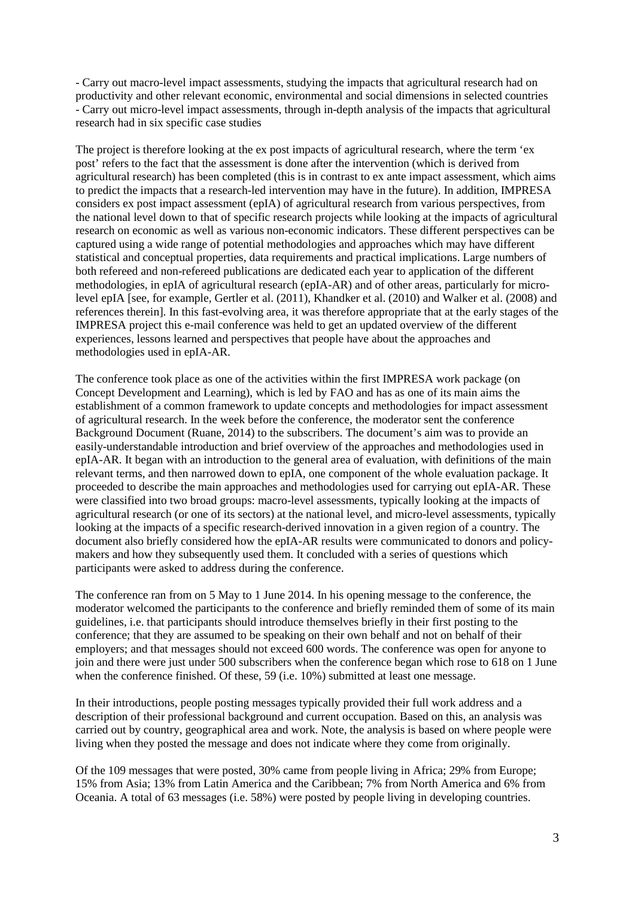- Carry out macro-level impact assessments, studying the impacts that agricultural research had on productivity and other relevant economic, environmental and social dimensions in selected countries
- Carry out micro-level impact assessments, through in-depth analysis of the impacts that agricultural research had in six specific case studies

The project is therefore looking at the ex post impacts of agricultural research, where the term 'ex post' refers to the fact that the assessment is done after the intervention (which is derived from agricultural research) has been completed (this is in contrast to ex ante impact assessment, which aims to predict the impacts that a research-led intervention may have in the future). In addition, IMPRESA considers ex post impact assessment (epIA) of agricultural research from various perspectives, from the national level down to that of specific research projects while looking at the impacts of agricultural research on economic as well as various non-economic indicators. These different perspectives can be captured using a wide range of potential methodologies and approaches which may have different statistical and conceptual properties, data requirements and practical implications. Large numbers of both refereed and non-refereed publications are dedicated each year to application of the different methodologies, in epIA of agricultural research (epIA-AR) and of other areas, particularly for micro-level epIA [see, for example, Gertler et al. (2011), Khandker et al. (2010) and Walker et al. (2008) and references therein]. In this fast-evolving area, it was therefore appropriate that at the early stages of the IMPRESA project this e-mail conference was held to get an updated overview of the different experiences, lessons learned and perspectives that people have about the approaches and methodologies used in epIA-AR.

The conference took place as one of the activities within the first IMPRESA work package (on Concept Development and Learning), which is led by FAO and has as one of its main aims the establishment of a common framework to update concepts and methodologies for impact assessment of agricultural research. In the week before the conference, the moderator sent the conference Background Document (Ruane, 2014) to the subscribers. The document's aim was to provide an easily-understandable introduction and brief overview of the approaches and methodologies used in epIA-AR. It began with an introduction to the general area of evaluation, with definitions of the main relevant terms, and then narrowed down to epIA, one component of the whole evaluation package. It proceeded to describe the main approaches and methodologies used for carrying out epIA-AR. These were classified into two broad groups: macro-level assessments, typically looking at the impacts of agricultural research (or one of its sectors) at the national level, and micro-level assessments, typically looking at the impacts of a specific research-derived innovation in a given region of a country. The document also briefly considered how the epIA-AR results were communicated to donors and policy-makers and how they subsequently used them. It concluded with a series of questions which participants were asked to address during the conference.

The conference ran from on 5 May to 1 June 2014. In his opening message to the conference, the moderator welcomed the participants to the conference and briefly reminded them of some of its main guidelines, i.e. that participants should introduce themselves briefly in their first posting to the conference; that they are assumed to be speaking on their own behalf and not on behalf of their employers; and that messages should not exceed 600 words. The conference was open for anyone to join and there were just under 500 subscribers when the conference began which rose to 618 on 1 June when the conference finished. Of these, 59 (i.e. 10%) submitted at least one message.

In their introductions, people posting messages typically provided their full work address and a description of their professional background and current occupation. Based on this, an analysis was carried out by country, geographical area and work. Note, the analysis is based on where people were living when they posted the message and does not indicate where they come from originally.

Of the 109 messages that were posted, 30% came from people living in Africa; 29% from Europe; 15% from Asia; 13% from Latin America and the Caribbean; 7% from North America and 6% from Oceania. A total of 63 messages (i.e. 58%) were posted by people living in developing countries.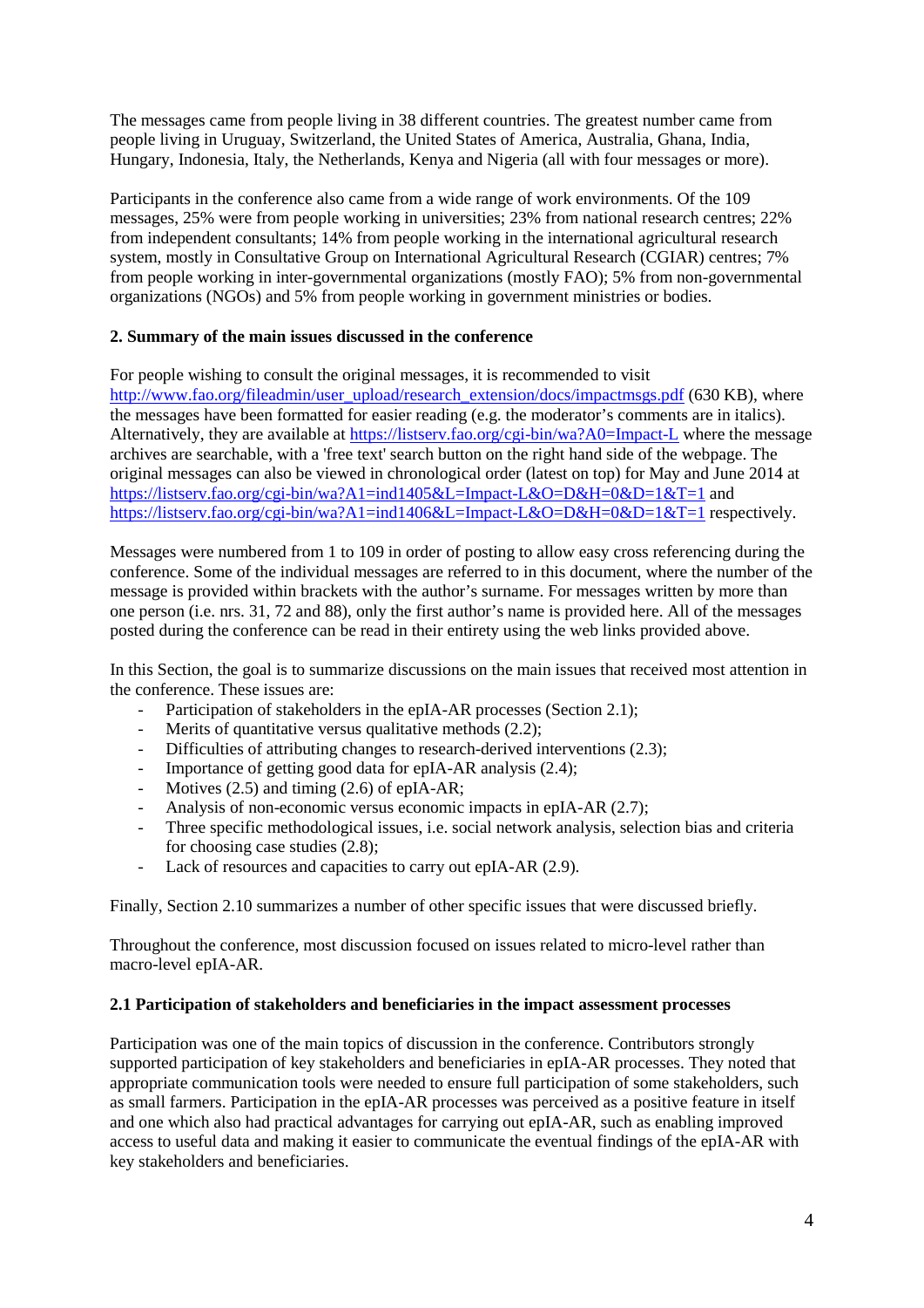The messages came from people living in 38 different countries. The greatest number came from people living in Uruguay, Switzerland, the United States of America, Australia, Ghana, India, Hungary, Indonesia, Italy, the Netherlands, Kenya and Nigeria (all with four messages or more).

Participants in the conference also came from a wide range of work environments. Of the 109 messages, 25% were from people working in universities; 23% from national research centres; 22% from independent consultants; 14% from people working in the international agricultural research system, mostly in Consultative Group on International Agricultural Research (CGIAR) centres; 7% from people working in inter-governmental organizations (mostly FAO); 5% from non-governmental organizations (NGOs) and 5% from people working in government ministries or bodies.

### 2. Summary of the main issues discussed in the conference

For people wishing to consult the original messages, it is recommended to visit http://www.fao.org/fileadmin/user_upload/research_extension/docs/impactmsgs.pdf (630 KB), where the messages have been formatted for easier reading (e.g. the moderator's comments are in italics). Alternatively, they are available at https://listserv.fao.org/cgi-bin/wa?A0=Impact-L where the message archives are searchable, with a 'free text' search button on the right hand side of the webpage. The original messages can also be viewed in chronological order (latest on top) for May and June 2014 at https://listserv.fao.org/cgi-bin/wa?A1=ind1405&L=Impact-L&O=D&H=0&D=1&T=1 and https://listserv.fao.org/cgi-bin/wa?A1=ind1406&L=Impact-L&O=D&H=0&D=1&T=1 respectively.

Messages were numbered from 1 to 109 in order of posting to allow easy cross referencing during the conference. Some of the individual messages are referred to in this document, where the number of the message is provided within brackets with the author's surname. For messages written by more than one person (i.e. nrs. 31, 72 and 88), only the first author's name is provided here. All of the messages posted during the conference can be read in their entirety using the web links provided above.

In this Section, the goal is to summarize discussions on the main issues that received most attention in the conference. These issues are:

- Participation of stakeholders in the epIA-AR processes (Section 2.1);
- Merits of quantitative versus qualitative methods (2.2);
- Difficulties of attributing changes to research-derived interventions (2.3);
- Importance of getting good data for epIA-AR analysis (2.4);
- Motives (2.5) and timing (2.6) of epIA-AR;
- Analysis of non-economic versus economic impacts in epIA-AR (2.7);
- Three specific methodological issues, i.e. social network analysis, selection bias and criteria for choosing case studies (2.8);
- Lack of resources and capacities to carry out epIA-AR (2.9).

Finally, Section 2.10 summarizes a number of other specific issues that were discussed briefly.

Throughout the conference, most discussion focused on issues related to micro-level rather than macro-level epIA-AR.

#### 2.1 Participation of stakeholders and beneficiaries in the impact assessment processes

Participation was one of the main topics of discussion in the conference. Contributors strongly supported participation of key stakeholders and beneficiaries in epIA-AR processes. They noted that appropriate communication tools were needed to ensure full participation of some stakeholders, such as small farmers. Participation in the epIA-AR processes was perceived as a positive feature in itself and one which also had practical advantages for carrying out epIA-AR, such as enabling improved access to useful data and making it easier to communicate the eventual findings of the epIA-AR with key stakeholders and beneficiaries.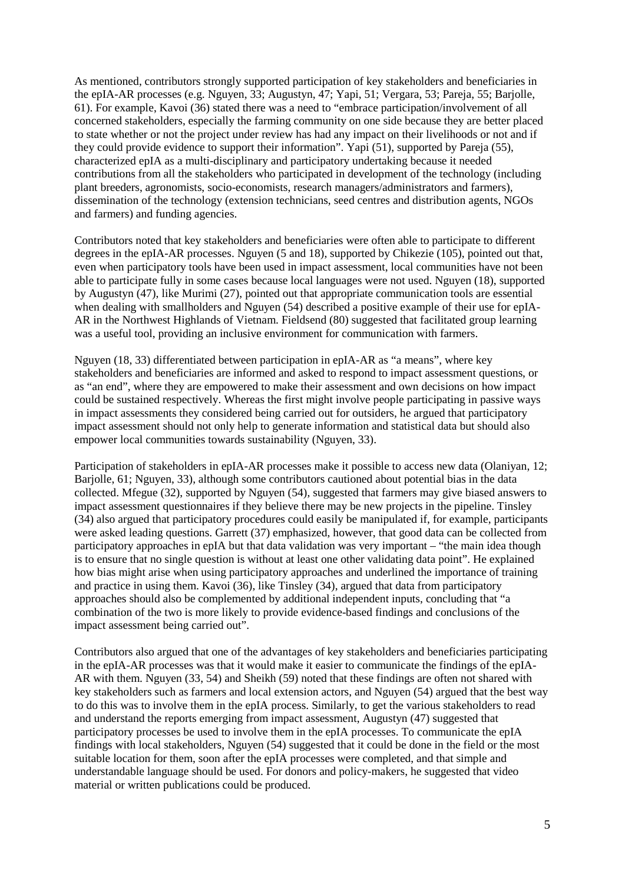As mentioned, contributors strongly supported participation of key stakeholders and beneficiaries in the epIA-AR processes (e.g. Nguyen, 33; Augustyn, 47; Yapi, 51; Vergara, 53; Pareja, 55; Barjolle, 61). For example, Kavoi (36) stated there was a need to "embrace participation/involvement of all concerned stakeholders, especially the farming community on one side because they are better placed to state whether or not the project under review has had any impact on their livelihoods or not and if they could provide evidence to support their information". Yapi (51), supported by Pareja (55), characterized epIA as a multi-disciplinary and participatory undertaking because it needed contributions from all the stakeholders who participated in development of the technology (including plant breeders, agronomists, socio-economists, research managers/administrators and farmers), dissemination of the technology (extension technicians, seed centres and distribution agents, NGOs and farmers) and funding agencies.

Contributors noted that key stakeholders and beneficiaries were often able to participate to different degrees in the epIA-AR processes. Nguyen (5 and 18), supported by Chikezie (105), pointed out that, even when participatory tools have been used in impact assessment, local communities have not been able to participate fully in some cases because local languages were not used. Nguyen (18), supported by Augustyn (47), like Murimi (27), pointed out that appropriate communication tools are essential when dealing with smallholders and Nguyen (54) described a positive example of their use for epIA-AR in the Northwest Highlands of Vietnam. Fieldsend (80) suggested that facilitated group learning was a useful tool, providing an inclusive environment for communication with farmers.

Nguyen (18, 33) differentiated between participation in epIA-AR as "a means", where key stakeholders and beneficiaries are informed and asked to respond to impact assessment questions, or as "an end", where they are empowered to make their assessment and own decisions on how impact could be sustained respectively. Whereas the first might involve people participating in passive ways in impact assessments they considered being carried out for outsiders, he argued that participatory impact assessment should not only help to generate information and statistical data but should also empower local communities towards sustainability (Nguyen, 33).

Participation of stakeholders in epIA-AR processes make it possible to access new data (Olaniyan, 12; Barjolle, 61; Nguyen, 33), although some contributors cautioned about potential bias in the data collected. Mfegue (32), supported by Nguyen (54), suggested that farmers may give biased answers to impact assessment questionnaires if they believe there may be new projects in the pipeline. Tinsley (34) also argued that participatory procedures could easily be manipulated if, for example, participants were asked leading questions. Garrett (37) emphasized, however, that good data can be collected from participatory approaches in epIA but that data validation was very important – "the main idea though is to ensure that no single question is without at least one other validating data point". He explained how bias might arise when using participatory approaches and underlined the importance of training and practice in using them. Kavoi (36), like Tinsley (34), argued that data from participatory approaches should also be complemented by additional independent inputs, concluding that "a combination of the two is more likely to provide evidence-based findings and conclusions of the impact assessment being carried out".

Contributors also argued that one of the advantages of key stakeholders and beneficiaries participating in the epIA-AR processes was that it would make it easier to communicate the findings of the epIA-AR with them. Nguyen (33, 54) and Sheikh (59) noted that these findings are often not shared with key stakeholders such as farmers and local extension actors, and Nguyen (54) argued that the best way to do this was to involve them in the epIA process. Similarly, to get the various stakeholders to read and understand the reports emerging from impact assessment, Augustyn (47) suggested that participatory processes be used to involve them in the epIA processes. To communicate the epIA findings with local stakeholders, Nguyen (54) suggested that it could be done in the field or the most suitable location for them, soon after the epIA processes were completed, and that simple and understandable language should be used. For donors and policy-makers, he suggested that video material or written publications could be produced.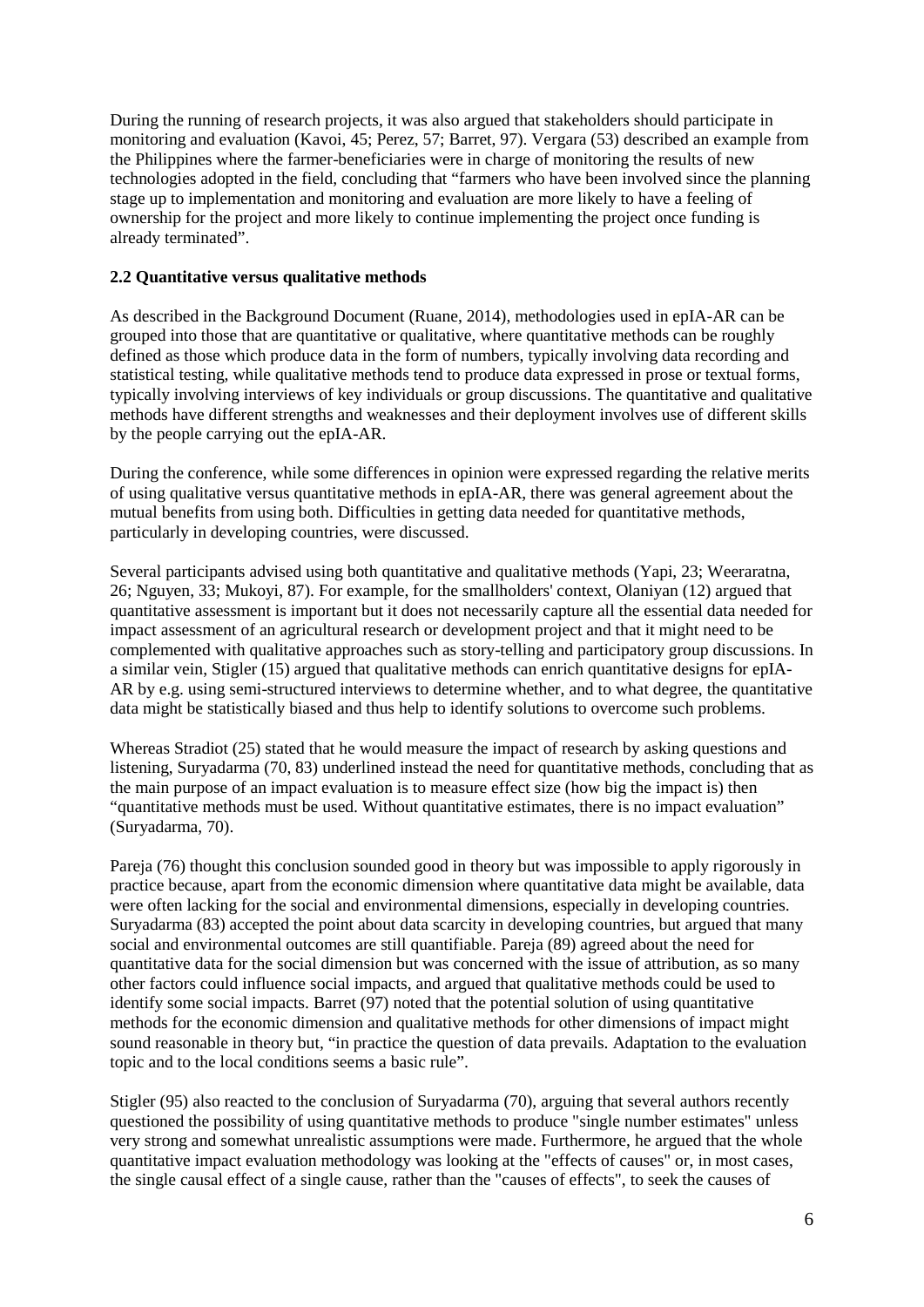During the running of research projects, it was also argued that stakeholders should participate in monitoring and evaluation (Kavoi, 45; Perez, 57; Barret, 97). Vergara (53) described an example from the Philippines where the farmer-beneficiaries were in charge of monitoring the results of new technologies adopted in the field, concluding that "farmers who have been involved since the planning stage up to implementation and monitoring and evaluation are more likely to have a feeling of ownership for the project and more likely to continue implementing the project once funding is already terminated".

### 2.2 Quantitative versus qualitative methods

As described in the Background Document (Ruane, 2014), methodologies used in epIA-AR can be grouped into those that are quantitative or qualitative, where quantitative methods can be roughly defined as those which produce data in the form of numbers, typically involving data recording and statistical testing, while qualitative methods tend to produce data expressed in prose or textual forms, typically involving interviews of key individuals or group discussions. The quantitative and qualitative methods have different strengths and weaknesses and their deployment involves use of different skills by the people carrying out the epIA-AR.

During the conference, while some differences in opinion were expressed regarding the relative merits of using qualitative versus quantitative methods in epIA-AR, there was general agreement about the mutual benefits from using both. Difficulties in getting data needed for quantitative methods, particularly in developing countries, were discussed.

Several participants advised using both quantitative and qualitative methods (Yapi, 23; Weeraratna, 26; Nguyen, 33; Mukoyi, 87). For example, for the smallholders' context, Olaniyan (12) argued that quantitative assessment is important but it does not necessarily capture all the essential data needed for impact assessment of an agricultural research or development project and that it might need to be complemented with qualitative approaches such as story-telling and participatory group discussions. In a similar vein, Stigler (15) argued that qualitative methods can enrich quantitative designs for epIA-AR by e.g. using semi-structured interviews to determine whether, and to what degree, the quantitative data might be statistically biased and thus help to identify solutions to overcome such problems.

Whereas Stradiot (25) stated that he would measure the impact of research by asking questions and listening, Suryadarma (70, 83) underlined instead the need for quantitative methods, concluding that as the main purpose of an impact evaluation is to measure effect size (how big the impact is) then "quantitative methods must be used. Without quantitative estimates, there is no impact evaluation" (Suryadarma, 70).

Pareja (76) thought this conclusion sounded good in theory but was impossible to apply rigorously in practice because, apart from the economic dimension where quantitative data might be available, data were often lacking for the social and environmental dimensions, especially in developing countries. Suryadarma (83) accepted the point about data scarcity in developing countries, but argued that many social and environmental outcomes are still quantifiable. Pareja (89) agreed about the need for quantitative data for the social dimension but was concerned with the issue of attribution, as so many other factors could influence social impacts, and argued that qualitative methods could be used to identify some social impacts. Barret (97) noted that the potential solution of using quantitative methods for the economic dimension and qualitative methods for other dimensions of impact might sound reasonable in theory but, "in practice the question of data prevails. Adaptation to the evaluation topic and to the local conditions seems a basic rule".

Stigler (95) also reacted to the conclusion of Suryadarma (70), arguing that several authors recently questioned the possibility of using quantitative methods to produce "single number estimates" unless very strong and somewhat unrealistic assumptions were made. Furthermore, he argued that the whole quantitative impact evaluation methodology was looking at the "effects of causes" or, in most cases, the single causal effect of a single cause, rather than the "causes of effects", to seek the causes of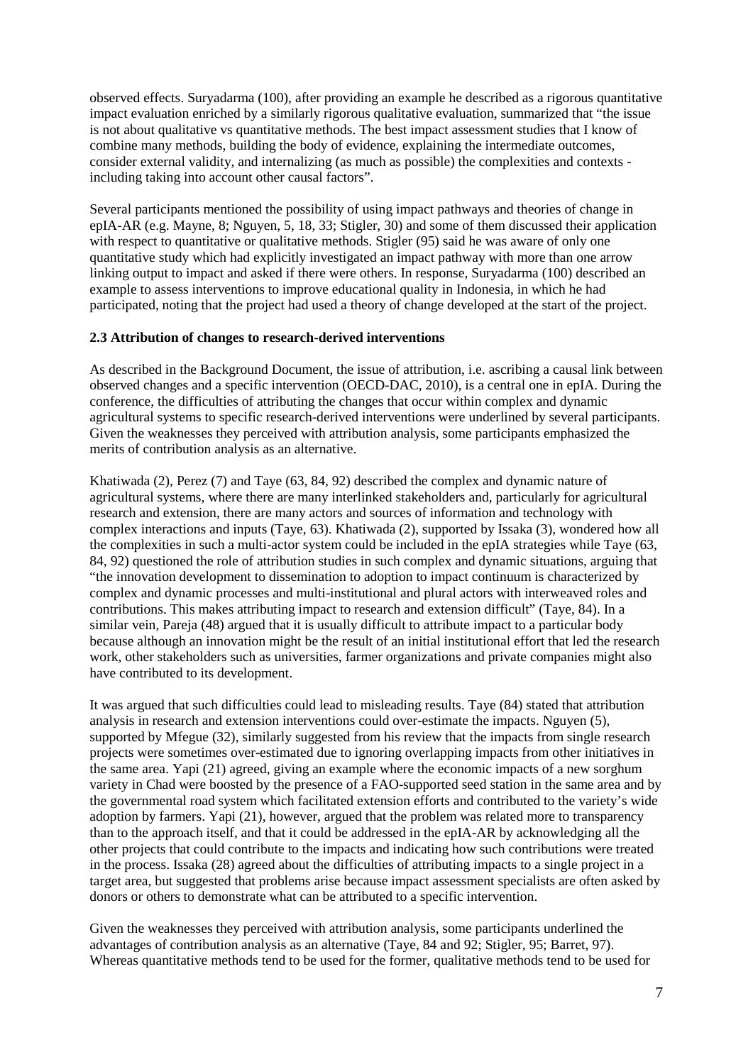observed effects. Suryadarma (100), after providing an example he described as a rigorous quantitative impact evaluation enriched by a similarly rigorous qualitative evaluation, summarized that "the issue is not about qualitative vs quantitative methods. The best impact assessment studies that I know of combine many methods, building the body of evidence, explaining the intermediate outcomes, consider external validity, and internalizing (as much as possible) the complexities and contexts - including taking into account other causal factors".

Several participants mentioned the possibility of using impact pathways and theories of change in epIA-AR (e.g. Mayne, 8; Nguyen, 5, 18, 33; Stigler, 30) and some of them discussed their application with respect to quantitative or qualitative methods. Stigler (95) said he was aware of only one quantitative study which had explicitly investigated an impact pathway with more than one arrow linking output to impact and asked if there were others. In response, Suryadarma (100) described an example to assess interventions to improve educational quality in Indonesia, in which he had participated, noting that the project had used a theory of change developed at the start of the project.

### 2.3 Attribution of changes to research-derived interventions

As described in the Background Document, the issue of attribution, i.e. ascribing a causal link between observed changes and a specific intervention (OECD-DAC, 2010), is a central one in epIA. During the conference, the difficulties of attributing the changes that occur within complex and dynamic agricultural systems to specific research-derived interventions were underlined by several participants. Given the weaknesses they perceived with attribution analysis, some participants emphasized the merits of contribution analysis as an alternative.

Khatiwada (2), Perez (7) and Taye (63, 84, 92) described the complex and dynamic nature of agricultural systems, where there are many interlinked stakeholders and, particularly for agricultural research and extension, there are many actors and sources of information and technology with complex interactions and inputs (Taye, 63). Khatiwada (2), supported by Issaka (3), wondered how all the complexities in such a multi-actor system could be included in the epIA strategies while Taye (63, 84, 92) questioned the role of attribution studies in such complex and dynamic situations, arguing that "the innovation development to dissemination to adoption to impact continuum is characterized by complex and dynamic processes and multi-institutional and plural actors with interweaved roles and contributions. This makes attributing impact to research and extension difficult" (Taye, 84). In a similar vein, Pareja (48) argued that it is usually difficult to attribute impact to a particular body because although an innovation might be the result of an initial institutional effort that led the research work, other stakeholders such as universities, farmer organizations and private companies might also have contributed to its development.

It was argued that such difficulties could lead to misleading results. Taye (84) stated that attribution analysis in research and extension interventions could over-estimate the impacts. Nguyen (5), supported by Mfegue (32), similarly suggested from his review that the impacts from single research projects were sometimes over-estimated due to ignoring overlapping impacts from other initiatives in the same area. Yapi (21) agreed, giving an example where the economic impacts of a new sorghum variety in Chad were boosted by the presence of a FAO-supported seed station in the same area and by the governmental road system which facilitated extension efforts and contributed to the variety's wide adoption by farmers. Yapi (21), however, argued that the problem was related more to transparency than to the approach itself, and that it could be addressed in the epIA-AR by acknowledging all the other projects that could contribute to the impacts and indicating how such contributions were treated in the process. Issaka (28) agreed about the difficulties of attributing impacts to a single project in a target area, but suggested that problems arise because impact assessment specialists are often asked by donors or others to demonstrate what can be attributed to a specific intervention.

Given the weaknesses they perceived with attribution analysis, some participants underlined the advantages of contribution analysis as an alternative (Taye, 84 and 92; Stigler, 95; Barret, 97). Whereas quantitative methods tend to be used for the former, qualitative methods tend to be used for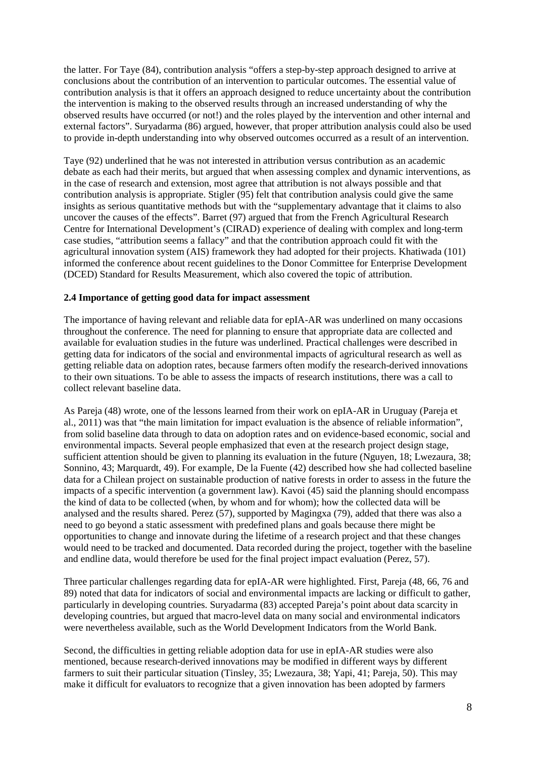the latter. For Taye (84), contribution analysis "offers a step-by-step approach designed to arrive at conclusions about the contribution of an intervention to particular outcomes. The essential value of contribution analysis is that it offers an approach designed to reduce uncertainty about the contribution the intervention is making to the observed results through an increased understanding of why the observed results have occurred (or not!) and the roles played by the intervention and other internal and external factors". Suryadarma (86) argued, however, that proper attribution analysis could also be used to provide in-depth understanding into why observed outcomes occurred as a result of an intervention.

Taye (92) underlined that he was not interested in attribution versus contribution as an academic debate as each had their merits, but argued that when assessing complex and dynamic interventions, as in the case of research and extension, most agree that attribution is not always possible and that contribution analysis is appropriate. Stigler (95) felt that contribution analysis could give the same insights as serious quantitative methods but with the "supplementary advantage that it claims to also uncover the causes of the effects". Barret (97) argued that from the French Agricultural Research Centre for International Development's (CIRAD) experience of dealing with complex and long-term case studies, "attribution seems a fallacy" and that the contribution approach could fit with the agricultural innovation system (AIS) framework they had adopted for their projects. Khatiwada (101) informed the conference about recent guidelines to the Donor Committee for Enterprise Development (DCED) Standard for Results Measurement, which also covered the topic of attribution.

### 2.4 Importance of getting good data for impact assessment

The importance of having relevant and reliable data for epIA-AR was underlined on many occasions throughout the conference. The need for planning to ensure that appropriate data are collected and available for evaluation studies in the future was underlined. Practical challenges were described in getting data for indicators of the social and environmental impacts of agricultural research as well as getting reliable data on adoption rates, because farmers often modify the research-derived innovations to their own situations. To be able to assess the impacts of research institutions, there was a call to collect relevant baseline data.

As Pareja (48) wrote, one of the lessons learned from their work on epIA-AR in Uruguay (Pareja et al., 2011) was that "the main limitation for impact evaluation is the absence of reliable information", from solid baseline data through to data on adoption rates and on evidence-based economic, social and environmental impacts. Several people emphasized that even at the research project design stage, sufficient attention should be given to planning its evaluation in the future (Nguyen, 18; Lwezaura, 38; Sonnino, 43; Marquardt, 49). For example, De la Fuente (42) described how she had collected baseline data for a Chilean project on sustainable production of native forests in order to assess in the future the impacts of a specific intervention (a government law). Kavoi (45) said the planning should encompass the kind of data to be collected (when, by whom and for whom); how the collected data will be analysed and the results shared. Perez (57), supported by Magingxa (79), added that there was also a need to go beyond a static assessment with predefined plans and goals because there might be opportunities to change and innovate during the lifetime of a research project and that these changes would need to be tracked and documented. Data recorded during the project, together with the baseline and endline data, would therefore be used for the final project impact evaluation (Perez, 57).

Three particular challenges regarding data for epIA-AR were highlighted. First, Pareja (48, 66, 76 and 89) noted that data for indicators of social and environmental impacts are lacking or difficult to gather, particularly in developing countries. Suryadarma (83) accepted Pareja's point about data scarcity in developing countries, but argued that macro-level data on many social and environmental indicators were nevertheless available, such as the World Development Indicators from the World Bank.

Second, the difficulties in getting reliable adoption data for use in epIA-AR studies were also mentioned, because research-derived innovations may be modified in different ways by different farmers to suit their particular situation (Tinsley, 35; Lwezaura, 38; Yapi, 41; Pareja, 50). This may make it difficult for evaluators to recognize that a given innovation has been adopted by farmers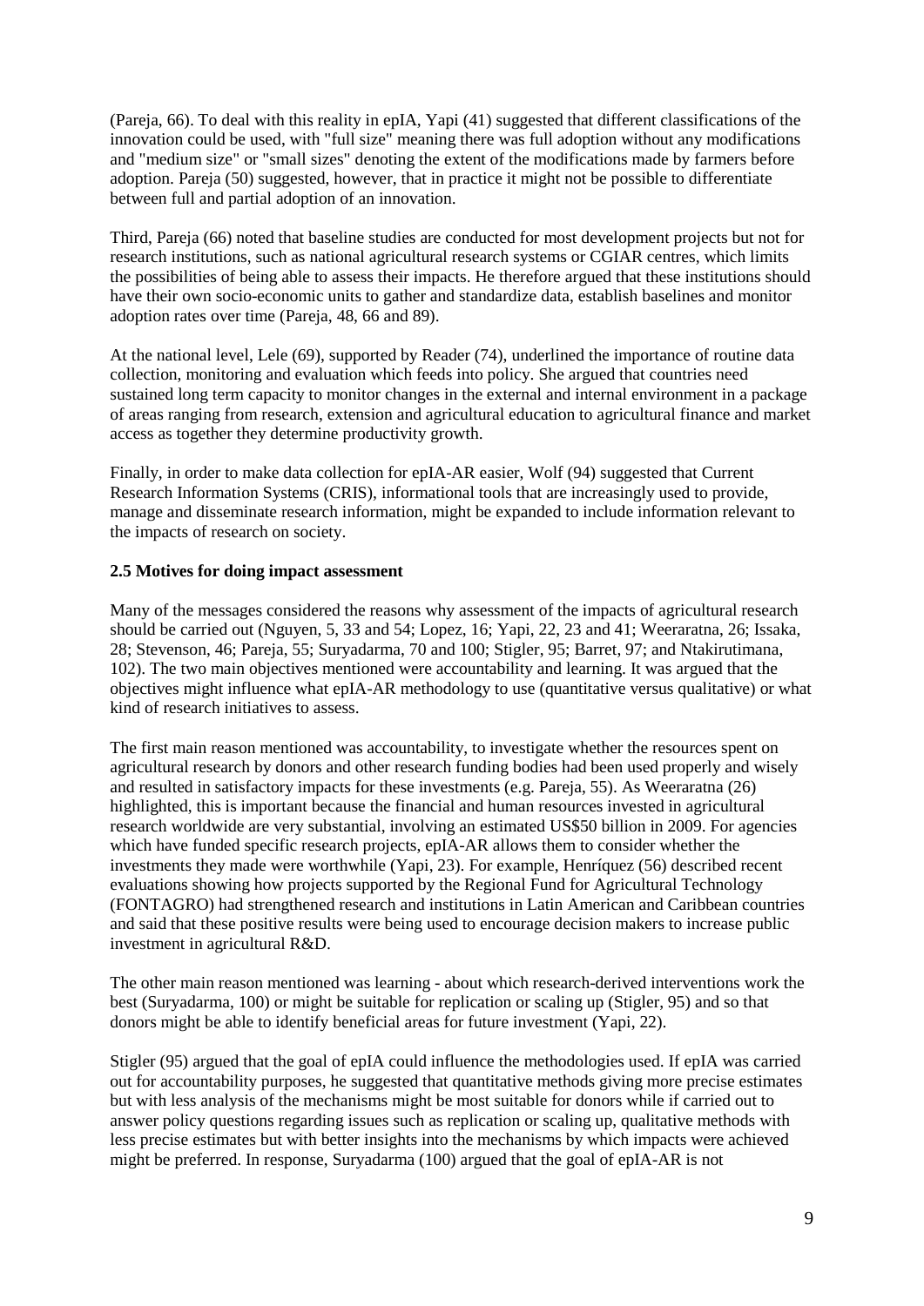(Pareja, 66). To deal with this reality in epIA, Yapi (41) suggested that different classifications of the innovation could be used, with "full size" meaning there was full adoption without any modifications and "medium size" or "small sizes" denoting the extent of the modifications made by farmers before adoption. Pareja (50) suggested, however, that in practice it might not be possible to differentiate between full and partial adoption of an innovation.

Third, Pareja (66) noted that baseline studies are conducted for most development projects but not for research institutions, such as national agricultural research systems or CGIAR centres, which limits the possibilities of being able to assess their impacts. He therefore argued that these institutions should have their own socio-economic units to gather and standardize data, establish baselines and monitor adoption rates over time (Pareja, 48, 66 and 89).

At the national level, Lele (69), supported by Reader (74), underlined the importance of routine data collection, monitoring and evaluation which feeds into policy. She argued that countries need sustained long term capacity to monitor changes in the external and internal environment in a package of areas ranging from research, extension and agricultural education to agricultural finance and market access as together they determine productivity growth.

Finally, in order to make data collection for epIA-AR easier, Wolf (94) suggested that Current Research Information Systems (CRIS), informational tools that are increasingly used to provide, manage and disseminate research information, might be expanded to include information relevant to the impacts of research on society.

### 2.5 Motives for doing impact assessment

Many of the messages considered the reasons why assessment of the impacts of agricultural research should be carried out (Nguyen, 5, 33 and 54; Lopez, 16; Yapi, 22, 23 and 41; Weeraratna, 26; Issaka, 28; Stevenson, 46; Pareja, 55; Suryadarma, 70 and 100; Stigler, 95; Barret, 97; and Ntakirutimana, 102). The two main objectives mentioned were accountability and learning. It was argued that the objectives might influence what epIA-AR methodology to use (quantitative versus qualitative) or what kind of research initiatives to assess.

The first main reason mentioned was accountability, to investigate whether the resources spent on agricultural research by donors and other research funding bodies had been used properly and wisely and resulted in satisfactory impacts for these investments (e.g. Pareja, 55). As Weeraratna (26) highlighted, this is important because the financial and human resources invested in agricultural research worldwide are very substantial, involving an estimated US$50 billion in 2009. For agencies which have funded specific research projects, epIA-AR allows them to consider whether the investments they made were worthwhile (Yapi, 23). For example, Henríquez (56) described recent evaluations showing how projects supported by the Regional Fund for Agricultural Technology (FONTAGRO) had strengthened research and institutions in Latin American and Caribbean countries and said that these positive results were being used to encourage decision makers to increase public investment in agricultural R&D.

The other main reason mentioned was learning - about which research-derived interventions work the best (Suryadarma, 100) or might be suitable for replication or scaling up (Stigler, 95) and so that donors might be able to identify beneficial areas for future investment (Yapi, 22).

Stigler (95) argued that the goal of epIA could influence the methodologies used. If epIA was carried out for accountability purposes, he suggested that quantitative methods giving more precise estimates but with less analysis of the mechanisms might be most suitable for donors while if carried out to answer policy questions regarding issues such as replication or scaling up, qualitative methods with less precise estimates but with better insights into the mechanisms by which impacts were achieved might be preferred. In response, Suryadarma (100) argued that the goal of epIA-AR is not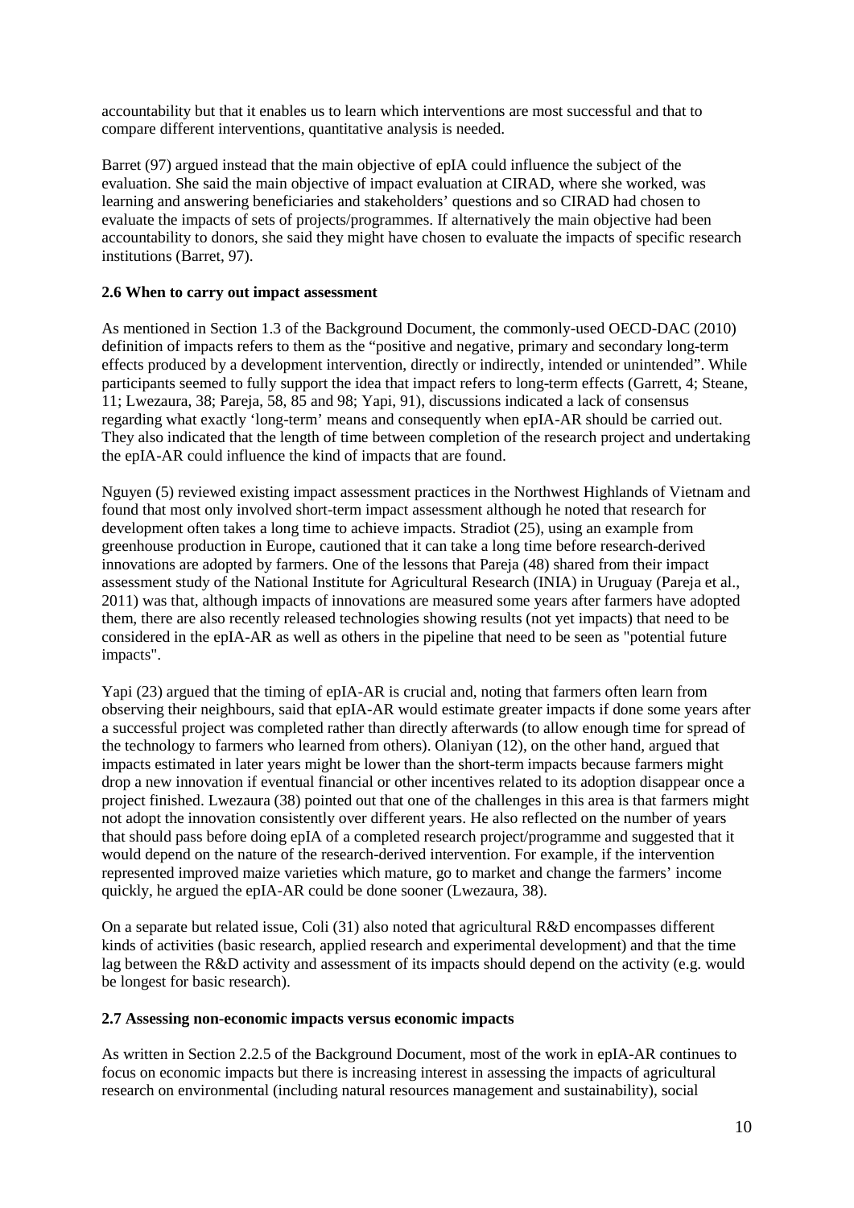accountability but that it enables us to learn which interventions are most successful and that to compare different interventions, quantitative analysis is needed.

Barret (97) argued instead that the main objective of epIA could influence the subject of the evaluation. She said the main objective of impact evaluation at CIRAD, where she worked, was learning and answering beneficiaries and stakeholders' questions and so CIRAD had chosen to evaluate the impacts of sets of projects/programmes. If alternatively the main objective had been accountability to donors, she said they might have chosen to evaluate the impacts of specific research institutions (Barret, 97).

### 2.6 When to carry out impact assessment

As mentioned in Section 1.3 of the Background Document, the commonly-used OECD-DAC (2010) definition of impacts refers to them as the "positive and negative, primary and secondary long-term effects produced by a development intervention, directly or indirectly, intended or unintended". While participants seemed to fully support the idea that impact refers to long-term effects (Garrett, 4; Steane, 11; Lwezaura, 38; Pareja, 58, 85 and 98; Yapi, 91), discussions indicated a lack of consensus regarding what exactly 'long-term' means and consequently when epIA-AR should be carried out. They also indicated that the length of time between completion of the research project and undertaking the epIA-AR could influence the kind of impacts that are found.

Nguyen (5) reviewed existing impact assessment practices in the Northwest Highlands of Vietnam and found that most only involved short-term impact assessment although he noted that research for development often takes a long time to achieve impacts. Stradiot (25), using an example from greenhouse production in Europe, cautioned that it can take a long time before research-derived innovations are adopted by farmers. One of the lessons that Pareja (48) shared from their impact assessment study of the National Institute for Agricultural Research (INIA) in Uruguay (Pareja et al., 2011) was that, although impacts of innovations are measured some years after farmers have adopted them, there are also recently released technologies showing results (not yet impacts) that need to be considered in the epIA-AR as well as others in the pipeline that need to be seen as "potential future impacts".

Yapi (23) argued that the timing of epIA-AR is crucial and, noting that farmers often learn from observing their neighbours, said that epIA-AR would estimate greater impacts if done some years after a successful project was completed rather than directly afterwards (to allow enough time for spread of the technology to farmers who learned from others). Olaniyan (12), on the other hand, argued that impacts estimated in later years might be lower than the short-term impacts because farmers might drop a new innovation if eventual financial or other incentives related to its adoption disappear once a project finished. Lwezaura (38) pointed out that one of the challenges in this area is that farmers might not adopt the innovation consistently over different years. He also reflected on the number of years that should pass before doing epIA of a completed research project/programme and suggested that it would depend on the nature of the research-derived intervention. For example, if the intervention represented improved maize varieties which mature, go to market and change the farmers' income quickly, he argued the epIA-AR could be done sooner (Lwezaura, 38).

On a separate but related issue, Coli (31) also noted that agricultural R&D encompasses different kinds of activities (basic research, applied research and experimental development) and that the time lag between the R&D activity and assessment of its impacts should depend on the activity (e.g. would be longest for basic research).

### 2.7 Assessing non-economic impacts versus economic impacts

As written in Section 2.2.5 of the Background Document, most of the work in epIA-AR continues to focus on economic impacts but there is increasing interest in assessing the impacts of agricultural research on environmental (including natural resources management and sustainability), social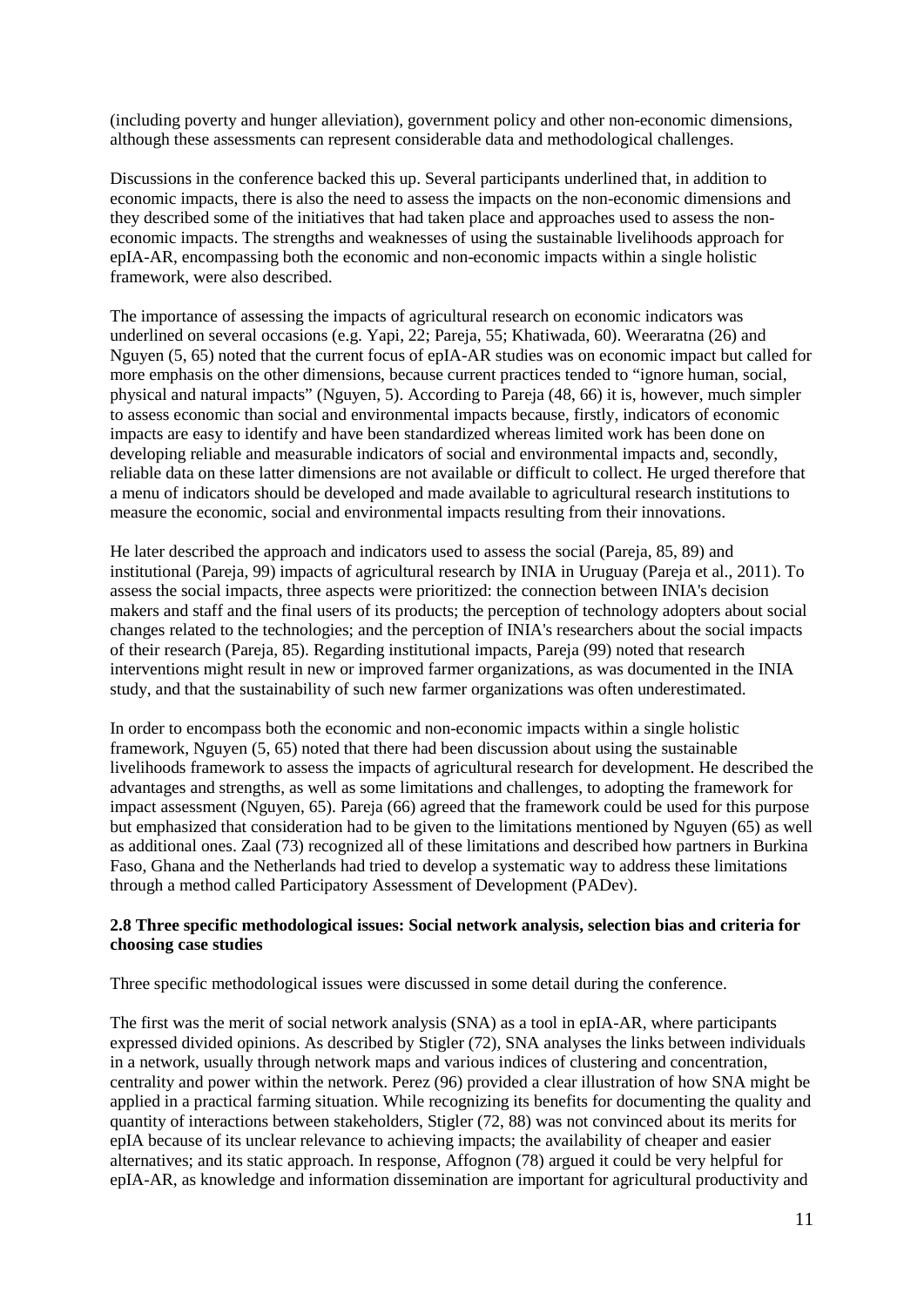(including poverty and hunger alleviation), government policy and other non-economic dimensions, although these assessments can represent considerable data and methodological challenges.

Discussions in the conference backed this up. Several participants underlined that, in addition to economic impacts, there is also the need to assess the impacts on the non-economic dimensions and they described some of the initiatives that had taken place and approaches used to assess the non-economic impacts. The strengths and weaknesses of using the sustainable livelihoods approach for epIA-AR, encompassing both the economic and non-economic impacts within a single holistic framework, were also described.

The importance of assessing the impacts of agricultural research on economic indicators was underlined on several occasions (e.g. Yapi, 22; Pareja, 55; Khatiwada, 60). Weeraratna (26) and Nguyen (5, 65) noted that the current focus of epIA-AR studies was on economic impact but called for more emphasis on the other dimensions, because current practices tended to "ignore human, social, physical and natural impacts" (Nguyen, 5). According to Pareja (48, 66) it is, however, much simpler to assess economic than social and environmental impacts because, firstly, indicators of economic impacts are easy to identify and have been standardized whereas limited work has been done on developing reliable and measurable indicators of social and environmental impacts and, secondly, reliable data on these latter dimensions are not available or difficult to collect. He urged therefore that a menu of indicators should be developed and made available to agricultural research institutions to measure the economic, social and environmental impacts resulting from their innovations.

He later described the approach and indicators used to assess the social (Pareja, 85, 89) and institutional (Pareja, 99) impacts of agricultural research by INIA in Uruguay (Pareja et al., 2011). To assess the social impacts, three aspects were prioritized: the connection between INIA's decision makers and staff and the final users of its products; the perception of technology adopters about social changes related to the technologies; and the perception of INIA's researchers about the social impacts of their research (Pareja, 85). Regarding institutional impacts, Pareja (99) noted that research interventions might result in new or improved farmer organizations, as was documented in the INIA study, and that the sustainability of such new farmer organizations was often underestimated.

In order to encompass both the economic and non-economic impacts within a single holistic framework, Nguyen (5, 65) noted that there had been discussion about using the sustainable livelihoods framework to assess the impacts of agricultural research for development. He described the advantages and strengths, as well as some limitations and challenges, to adopting the framework for impact assessment (Nguyen, 65). Pareja (66) agreed that the framework could be used for this purpose but emphasized that consideration had to be given to the limitations mentioned by Nguyen (65) as well as additional ones. Zaal (73) recognized all of these limitations and described how partners in Burkina Faso, Ghana and the Netherlands had tried to develop a systematic way to address these limitations through a method called Participatory Assessment of Development (PADev).

### 2.8 Three specific methodological issues: Social network analysis, selection bias and criteria for choosing case studies

Three specific methodological issues were discussed in some detail during the conference.

The first was the merit of social network analysis (SNA) as a tool in epIA-AR, where participants expressed divided opinions. As described by Stigler (72), SNA analyses the links between individuals in a network, usually through network maps and various indices of clustering and concentration, centrality and power within the network. Perez (96) provided a clear illustration of how SNA might be applied in a practical farming situation. While recognizing its benefits for documenting the quality and quantity of interactions between stakeholders, Stigler (72, 88) was not convinced about its merits for epIA because of its unclear relevance to achieving impacts; the availability of cheaper and easier alternatives; and its static approach. In response, Affognon (78) argued it could be very helpful for epIA-AR, as knowledge and information dissemination are important for agricultural productivity and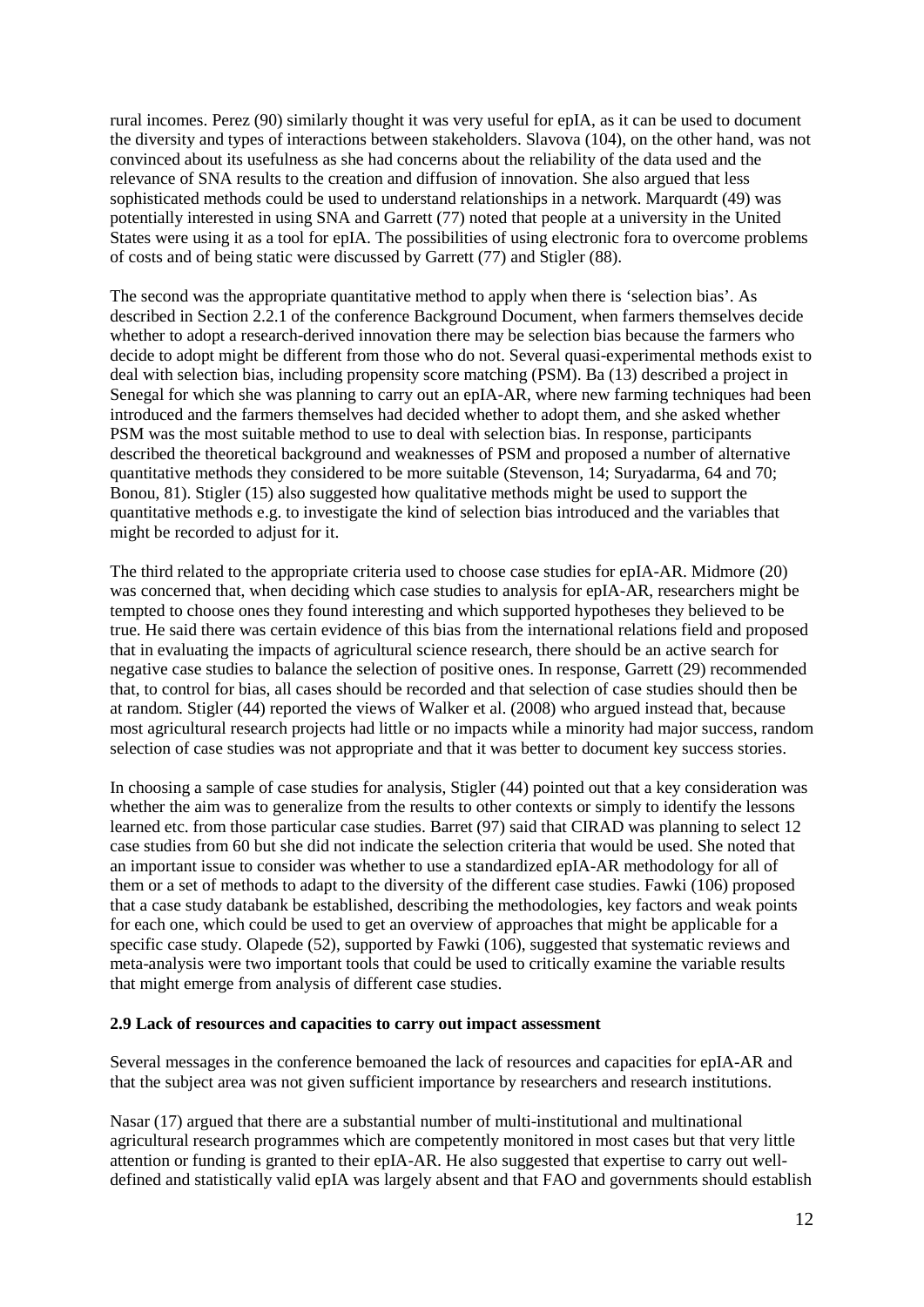rural incomes. Perez (90) similarly thought it was very useful for epIA, as it can be used to document the diversity and types of interactions between stakeholders. Slavova (104), on the other hand, was not convinced about its usefulness as she had concerns about the reliability of the data used and the relevance of SNA results to the creation and diffusion of innovation. She also argued that less sophisticated methods could be used to understand relationships in a network. Marquardt (49) was potentially interested in using SNA and Garrett (77) noted that people at a university in the United States were using it as a tool for epIA. The possibilities of using electronic fora to overcome problems of costs and of being static were discussed by Garrett (77) and Stigler (88).

The second was the appropriate quantitative method to apply when there is 'selection bias'. As described in Section 2.2.1 of the conference Background Document, when farmers themselves decide whether to adopt a research-derived innovation there may be selection bias because the farmers who decide to adopt might be different from those who do not. Several quasi-experimental methods exist to deal with selection bias, including propensity score matching (PSM). Ba (13) described a project in Senegal for which she was planning to carry out an epIA-AR, where new farming techniques had been introduced and the farmers themselves had decided whether to adopt them, and she asked whether PSM was the most suitable method to use to deal with selection bias. In response, participants described the theoretical background and weaknesses of PSM and proposed a number of alternative quantitative methods they considered to be more suitable (Stevenson, 14; Suryadarma, 64 and 70; Bonou, 81). Stigler (15) also suggested how qualitative methods might be used to support the quantitative methods e.g. to investigate the kind of selection bias introduced and the variables that might be recorded to adjust for it.

The third related to the appropriate criteria used to choose case studies for epIA-AR. Midmore (20) was concerned that, when deciding which case studies to analysis for epIA-AR, researchers might be tempted to choose ones they found interesting and which supported hypotheses they believed to be true. He said there was certain evidence of this bias from the international relations field and proposed that in evaluating the impacts of agricultural science research, there should be an active search for negative case studies to balance the selection of positive ones. In response, Garrett (29) recommended that, to control for bias, all cases should be recorded and that selection of case studies should then be at random. Stigler (44) reported the views of Walker et al. (2008) who argued instead that, because most agricultural research projects had little or no impacts while a minority had major success, random selection of case studies was not appropriate and that it was better to document key success stories.

In choosing a sample of case studies for analysis, Stigler (44) pointed out that a key consideration was whether the aim was to generalize from the results to other contexts or simply to identify the lessons learned etc. from those particular case studies. Barret (97) said that CIRAD was planning to select 12 case studies from 60 but she did not indicate the selection criteria that would be used. She noted that an important issue to consider was whether to use a standardized epIA-AR methodology for all of them or a set of methods to adapt to the diversity of the different case studies. Fawki (106) proposed that a case study databank be established, describing the methodologies, key factors and weak points for each one, which could be used to get an overview of approaches that might be applicable for a specific case study. Olapede (52), supported by Fawki (106), suggested that systematic reviews and meta-analysis were two important tools that could be used to critically examine the variable results that might emerge from analysis of different case studies.

### 2.9 Lack of resources and capacities to carry out impact assessment

Several messages in the conference bemoaned the lack of resources and capacities for epIA-AR and that the subject area was not given sufficient importance by researchers and research institutions.

Nasar (17) argued that there are a substantial number of multi-institutional and multinational agricultural research programmes which are competently monitored in most cases but that very little attention or funding is granted to their epIA-AR. He also suggested that expertise to carry out well-defined and statistically valid epIA was largely absent and that FAO and governments should establish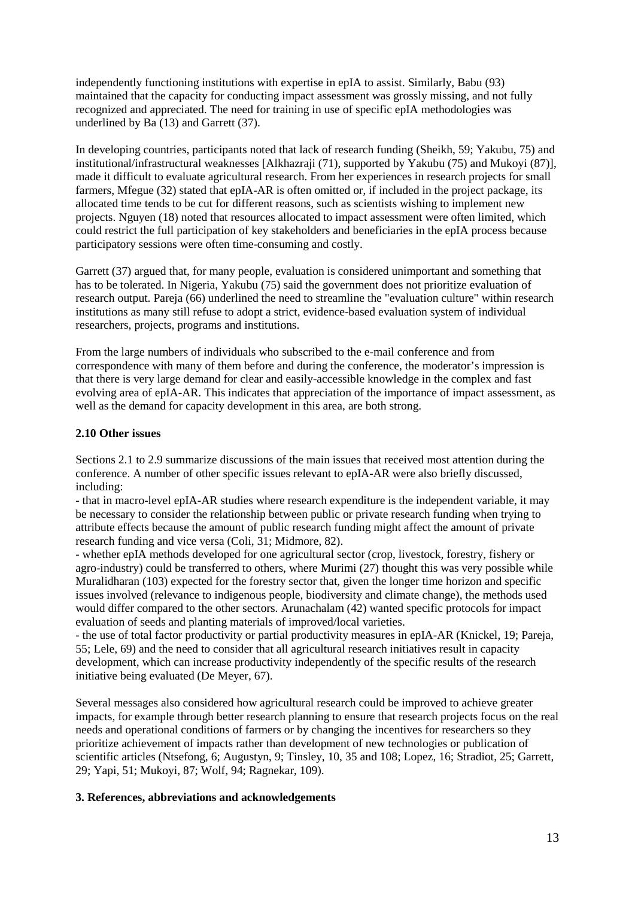independently functioning institutions with expertise in epIA to assist. Similarly, Babu (93) maintained that the capacity for conducting impact assessment was grossly missing, and not fully recognized and appreciated. The need for training in use of specific epIA methodologies was underlined by Ba (13) and Garrett (37).

In developing countries, participants noted that lack of research funding (Sheikh, 59; Yakubu, 75) and institutional/infrastructural weaknesses [Alkhazraji (71), supported by Yakubu (75) and Mukoyi (87)], made it difficult to evaluate agricultural research. From her experiences in research projects for small farmers, Mfegue (32) stated that epIA-AR is often omitted or, if included in the project package, its allocated time tends to be cut for different reasons, such as scientists wishing to implement new projects. Nguyen (18) noted that resources allocated to impact assessment were often limited, which could restrict the full participation of key stakeholders and beneficiaries in the epIA process because participatory sessions were often time-consuming and costly.

Garrett (37) argued that, for many people, evaluation is considered unimportant and something that has to be tolerated. In Nigeria, Yakubu (75) said the government does not prioritize evaluation of research output. Pareja (66) underlined the need to streamline the "evaluation culture" within research institutions as many still refuse to adopt a strict, evidence-based evaluation system of individual researchers, projects, programs and institutions.

From the large numbers of individuals who subscribed to the e-mail conference and from correspondence with many of them before and during the conference, the moderator's impression is that there is very large demand for clear and easily-accessible knowledge in the complex and fast evolving area of epIA-AR. This indicates that appreciation of the importance of impact assessment, as well as the demand for capacity development in this area, are both strong.

### 2.10 Other issues

Sections 2.1 to 2.9 summarize discussions of the main issues that received most attention during the conference. A number of other specific issues relevant to epIA-AR were also briefly discussed, including:

- that in macro-level epIA-AR studies where research expenditure is the independent variable, it may be necessary to consider the relationship between public or private research funding when trying to attribute effects because the amount of public research funding might affect the amount of private research funding and vice versa (Coli, 31; Midmore, 82).
- whether epIA methods developed for one agricultural sector (crop, livestock, forestry, fishery or agro-industry) could be transferred to others, where Murimi (27) thought this was very possible while Muralidharan (103) expected for the forestry sector that, given the longer time horizon and specific issues involved (relevance to indigenous people, biodiversity and climate change), the methods used would differ compared to the other sectors. Arunachalam (42) wanted specific protocols for impact evaluation of seeds and planting materials of improved/local varieties.
- the use of total factor productivity or partial productivity measures in epIA-AR (Knickel, 19; Pareja, 55; Lele, 69) and the need to consider that all agricultural research initiatives result in capacity development, which can increase productivity independently of the specific results of the research initiative being evaluated (De Meyer, 67).

Several messages also considered how agricultural research could be improved to achieve greater impacts, for example through better research planning to ensure that research projects focus on the real needs and operational conditions of farmers or by changing the incentives for researchers so they prioritize achievement of impacts rather than development of new technologies or publication of scientific articles (Ntsefong, 6; Augustyn, 9; Tinsley, 10, 35 and 108; Lopez, 16; Stradiot, 25; Garrett, 29; Yapi, 51; Mukoyi, 87; Wolf, 94; Ragnekar, 109).

## 3. References, abbreviations and acknowledgements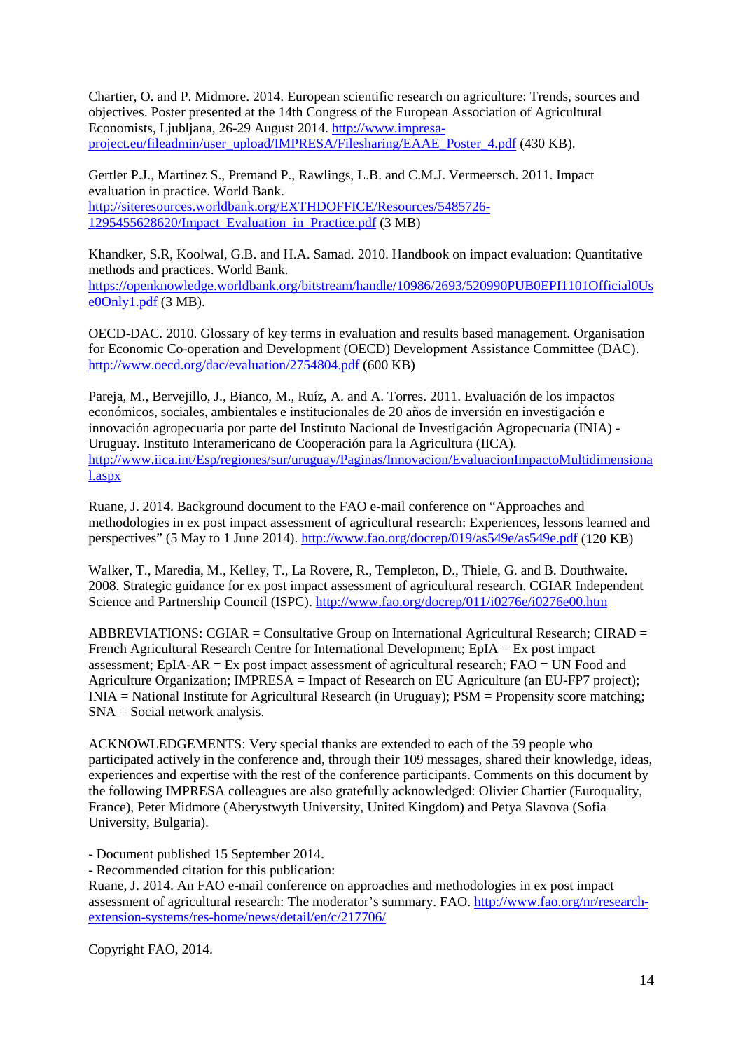Chartier, O. and P. Midmore. 2014. European scientific research on agriculture: Trends, sources and objectives. Poster presented at the 14th Congress of the European Association of Agricultural Economists, Ljubljana, 26-29 August 2014. http://www.impresa-project.eu/fileadmin/user_upload/IMPRESA/Filesharing/EAAE_Poster_4.pdf (430 KB).

Gertler P.J., Martinez S., Premand P., Rawlings, L.B. and C.M.J. Vermeersch. 2011. Impact evaluation in practice. World Bank. http://siteresources.worldbank.org/EXTHDOFFICE/Resources/5485726-1295455628620/Impact_Evaluation_in_Practice.pdf (3 MB)

Khandker, S.R, Koolwal, G.B. and H.A. Samad. 2010. Handbook on impact evaluation: Quantitative methods and practices. World Bank. https://openknowledge.worldbank.org/bitstream/handle/10986/2693/520990PUB0EPI1101Official0Use0Only1.pdf (3 MB).

OECD-DAC. 2010. Glossary of key terms in evaluation and results based management. Organisation for Economic Co-operation and Development (OECD) Development Assistance Committee (DAC). http://www.oecd.org/dac/evaluation/2754804.pdf (600 KB)

Pareja, M., Bervejillo, J., Bianco, M., Ruíz, A. and A. Torres. 2011. Evaluación de los impactos económicos, sociales, ambientales e institucionales de 20 años de inversión en investigación e innovación agropecuaria por parte del Instituto Nacional de Investigación Agropecuaria (INIA) - Uruguay. Instituto Interamericano de Cooperación para la Agricultura (IICA). http://www.iica.int/Esp/regiones/sur/uruguay/Paginas/Innovacion/EvaluacionImpactoMultidimensional.aspx

Ruane, J. 2014. Background document to the FAO e-mail conference on "Approaches and methodologies in ex post impact assessment of agricultural research: Experiences, lessons learned and perspectives" (5 May to 1 June 2014). http://www.fao.org/docrep/019/as549e/as549e.pdf (120 KB)

Walker, T., Maredia, M., Kelley, T., La Rovere, R., Templeton, D., Thiele, G. and B. Douthwaite. 2008. Strategic guidance for ex post impact assessment of agricultural research. CGIAR Independent Science and Partnership Council (ISPC). http://www.fao.org/docrep/011/i0276e/i0276e00.htm

ABBREVIATIONS: CGIAR = Consultative Group on International Agricultural Research; CIRAD = French Agricultural Research Centre for International Development; EpIA = Ex post impact assessment; EpIA-AR = Ex post impact assessment of agricultural research; FAO = UN Food and Agriculture Organization; IMPRESA = Impact of Research on EU Agriculture (an EU-FP7 project); INIA = National Institute for Agricultural Research (in Uruguay); PSM = Propensity score matching; SNA = Social network analysis.

ACKNOWLEDGEMENTS: Very special thanks are extended to each of the 59 people who participated actively in the conference and, through their 109 messages, shared their knowledge, ideas, experiences and expertise with the rest of the conference participants. Comments on this document by the following IMPRESA colleagues are also gratefully acknowledged: Olivier Chartier (Euroquality, France), Peter Midmore (Aberystwyth University, United Kingdom) and Petya Slavova (Sofia University, Bulgaria).

- Document published 15 September 2014.
- Recommended citation for this publication:
Ruane, J. 2014. An FAO e-mail conference on approaches and methodologies in ex post impact assessment of agricultural research: The moderator's summary. FAO. http://www.fao.org/nr/research-extension-systems/res-home/news/detail/en/c/217706/

Copyright FAO, 2014.